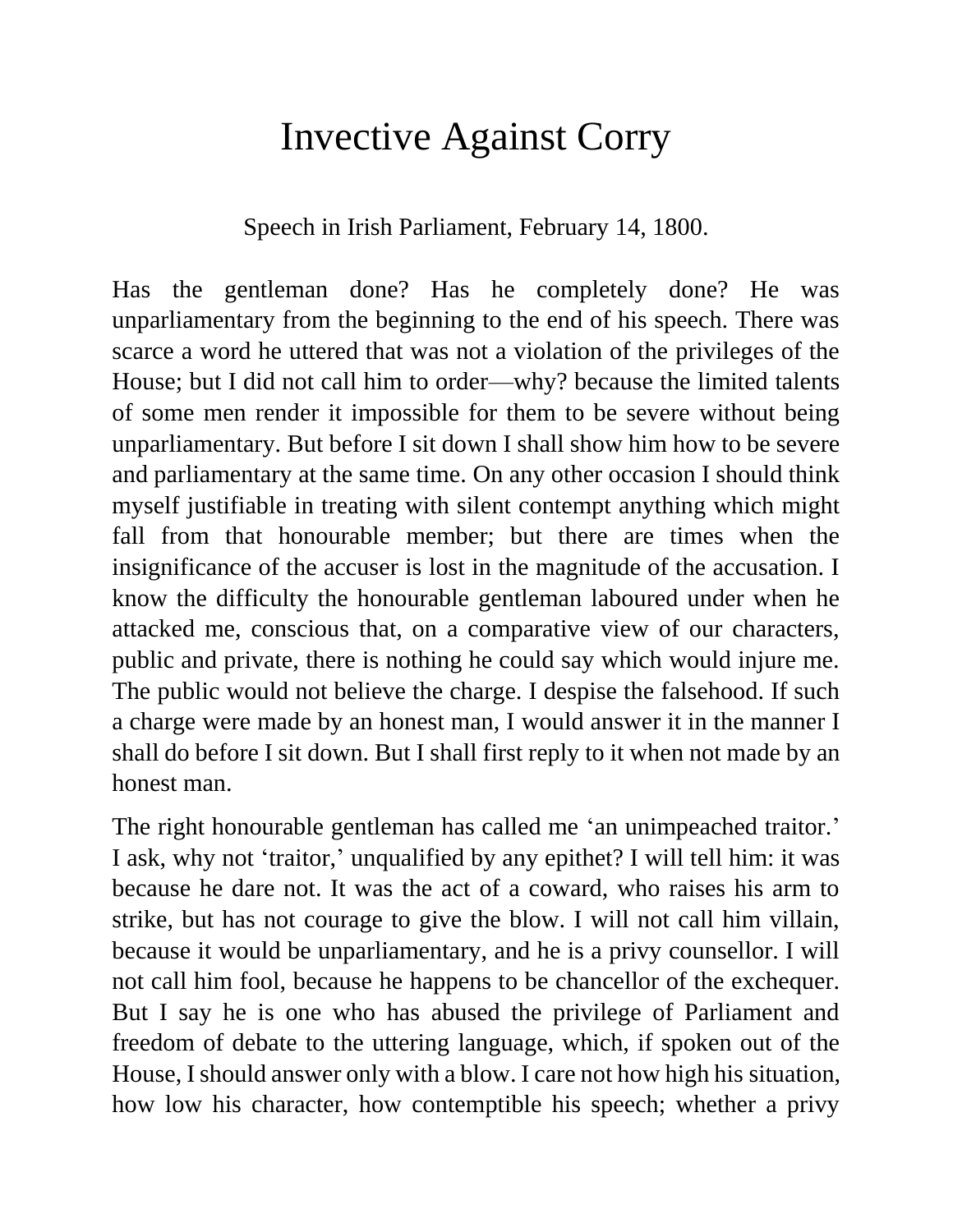# Invective Against Corry

Speech in Irish Parliament, February 14, 1800.

Has the gentleman done? Has he completely done? He was unparliamentary from the beginning to the end of his speech. There was scarce a word he uttered that was not a violation of the privileges of the House; but I did not call him to order—why? because the limited talents of some men render it impossible for them to be severe without being unparliamentary. But before I sit down I shall show him how to be severe and parliamentary at the same time. On any other occasion I should think myself justifiable in treating with silent contempt anything which might fall from that honourable member; but there are times when the insignificance of the accuser is lost in the magnitude of the accusation. I know the difficulty the honourable gentleman laboured under when he attacked me, conscious that, on a comparative view of our characters, public and private, there is nothing he could say which would injure me. The public would not believe the charge. I despise the falsehood. If such a charge were made by an honest man, I would answer it in the manner I shall do before I sit down. But I shall first reply to it when not made by an honest man.

The right honourable gentleman has called me 'an unimpeached traitor.' I ask, why not 'traitor,' unqualified by any epithet? I will tell him: it was because he dare not. It was the act of a coward, who raises his arm to strike, but has not courage to give the blow. I will not call him villain, because it would be unparliamentary, and he is a privy counsellor. I will not call him fool, because he happens to be chancellor of the exchequer. But I say he is one who has abused the privilege of Parliament and freedom of debate to the uttering language, which, if spoken out of the House, I should answer only with a blow. I care not how high his situation, how low his character, how contemptible his speech; whether a privy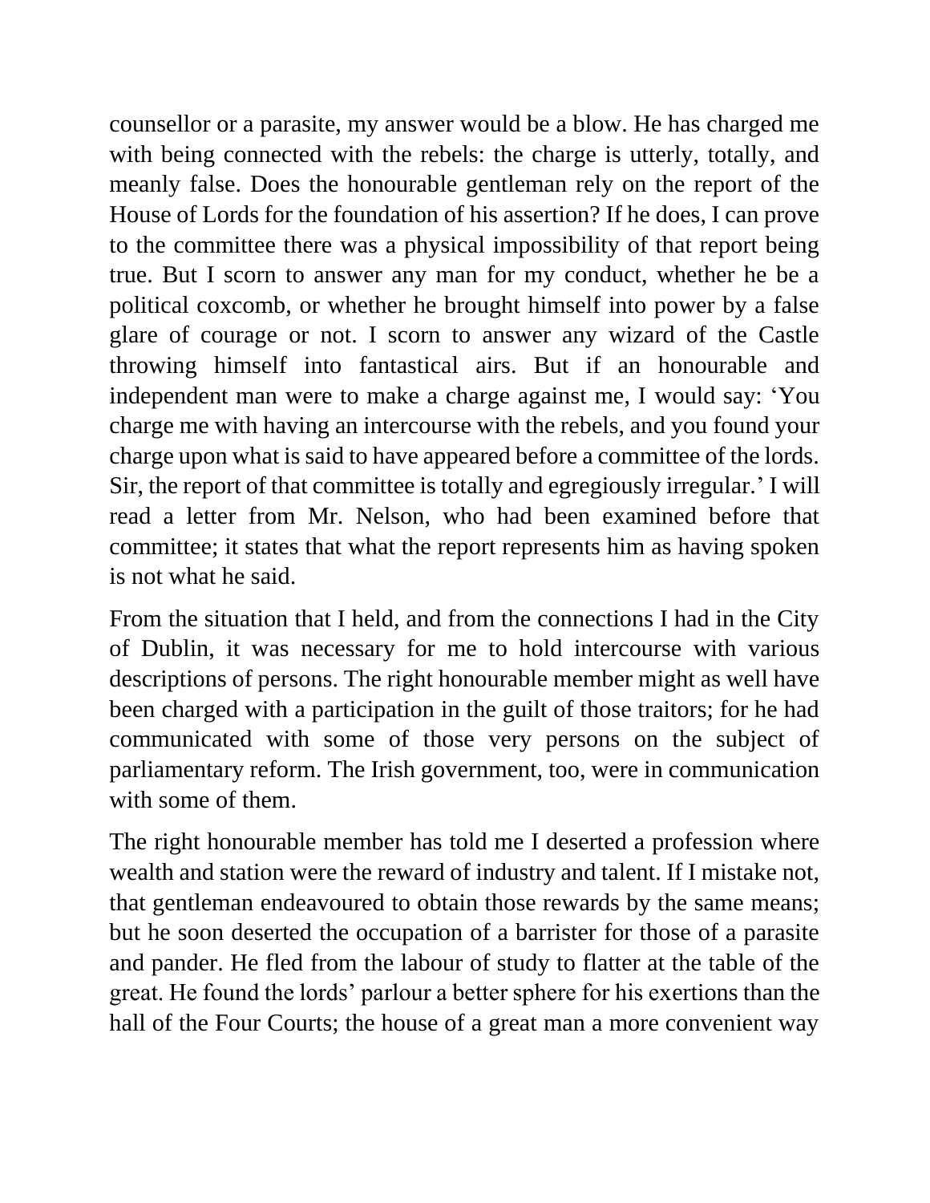counsellor or a parasite, my answer would be a blow. He has charged me with being connected with the rebels: the charge is utterly, totally, and meanly false. Does the honourable gentleman rely on the report of the House of Lords for the foundation of his assertion? If he does, I can prove to the committee there was a physical impossibility of that report being true. But I scorn to answer any man for my conduct, whether he be a political coxcomb, or whether he brought himself into power by a false glare of courage or not. I scorn to answer any wizard of the Castle throwing himself into fantastical airs. But if an honourable and independent man were to make a charge against me, I would say: 'You charge me with having an intercourse with the rebels, and you found your charge upon what is said to have appeared before a committee of the lords. Sir, the report of that committee is totally and egregiously irregular.' I will read a letter from Mr. Nelson, who had been examined before that committee; it states that what the report represents him as having spoken is not what he said.

From the situation that I held, and from the connections I had in the City of Dublin, it was necessary for me to hold intercourse with various descriptions of persons. The right honourable member might as well have been charged with a participation in the guilt of those traitors; for he had communicated with some of those very persons on the subject of parliamentary reform. The Irish government, too, were in communication with some of them.

The right honourable member has told me I deserted a profession where wealth and station were the reward of industry and talent. If I mistake not, that gentleman endeavoured to obtain those rewards by the same means; but he soon deserted the occupation of a barrister for those of a parasite and pander. He fled from the labour of study to flatter at the table of the great. He found the lords' parlour a better sphere for his exertions than the hall of the Four Courts; the house of a great man a more convenient way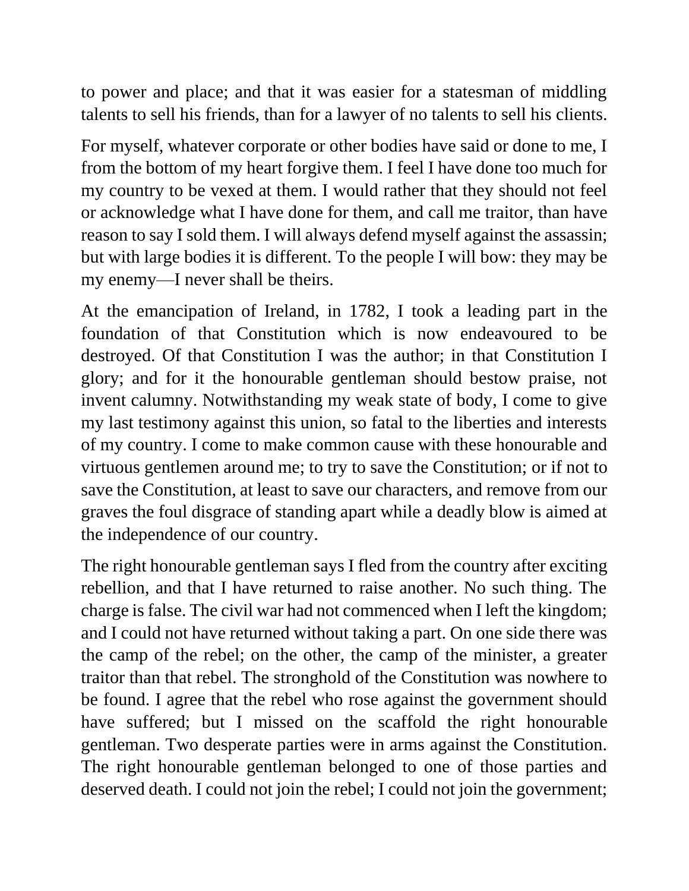to power and place; and that it was easier for a statesman of middling talents to sell his friends, than for a lawyer of no talents to sell his clients.

For myself, whatever corporate or other bodies have said or done to me, I from the bottom of my heart forgive them. I feel I have done too much for my country to be vexed at them. I would rather that they should not feel or acknowledge what I have done for them, and call me traitor, than have reason to say I sold them. I will always defend myself against the assassin; but with large bodies it is different. To the people I will bow: they may be my enemy—I never shall be theirs.

At the emancipation of Ireland, in 1782, I took a leading part in the foundation of that Constitution which is now endeavoured to be destroyed. Of that Constitution I was the author; in that Constitution I glory; and for it the honourable gentleman should bestow praise, not invent calumny. Notwithstanding my weak state of body, I come to give my last testimony against this union, so fatal to the liberties and interests of my country. I come to make common cause with these honourable and virtuous gentlemen around me; to try to save the Constitution; or if not to save the Constitution, at least to save our characters, and remove from our graves the foul disgrace of standing apart while a deadly blow is aimed at the independence of our country.

The right honourable gentleman says I fled from the country after exciting rebellion, and that I have returned to raise another. No such thing. The charge is false. The civil war had not commenced when I left the kingdom; and I could not have returned without taking a part. On one side there was the camp of the rebel; on the other, the camp of the minister, a greater traitor than that rebel. The stronghold of the Constitution was nowhere to be found. I agree that the rebel who rose against the government should have suffered; but I missed on the scaffold the right honourable gentleman. Two desperate parties were in arms against the Constitution. The right honourable gentleman belonged to one of those parties and deserved death. I could not join the rebel; I could not join the government;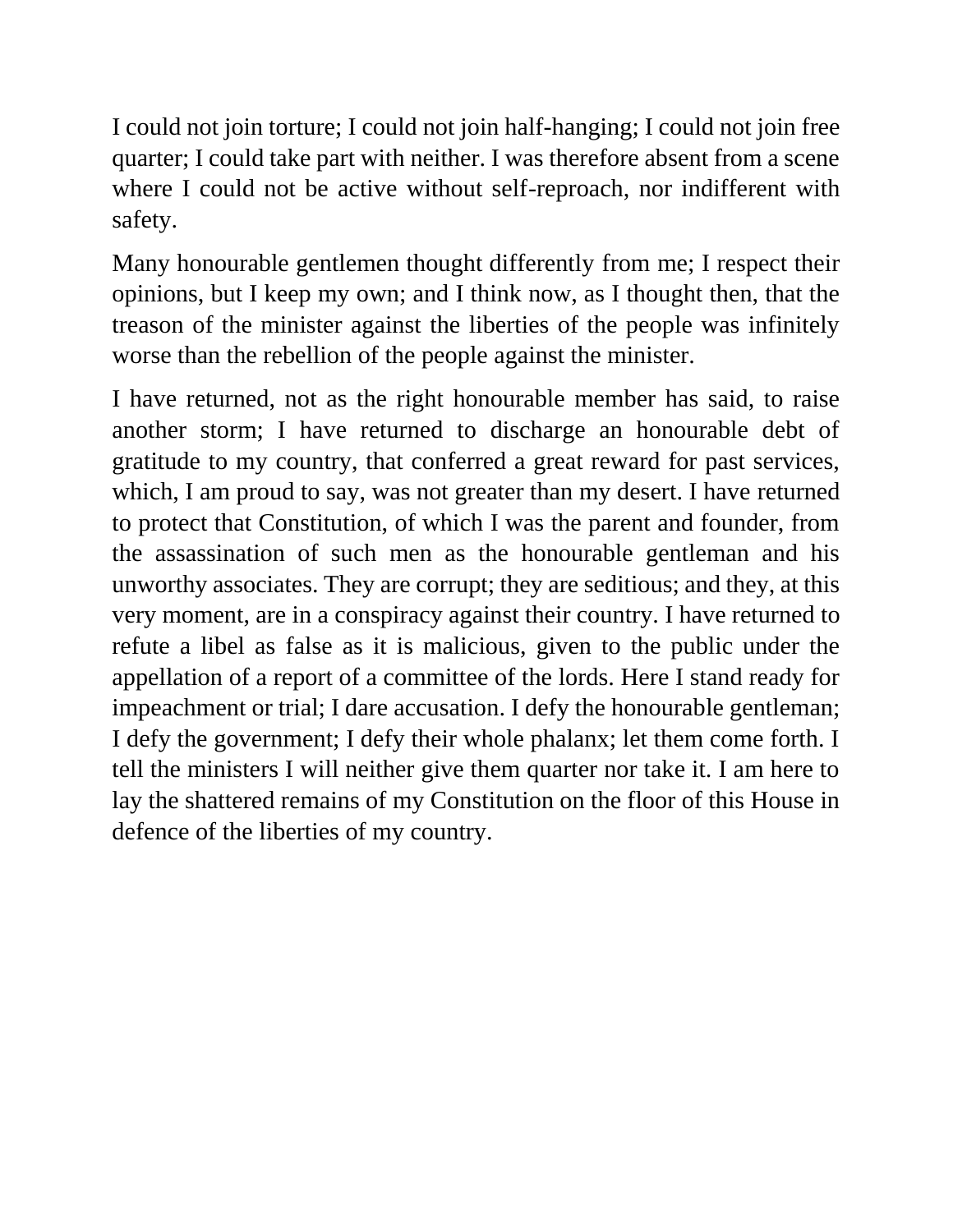I could not join torture; I could not join half-hanging; I could not join free quarter; I could take part with neither. I was therefore absent from a scene where I could not be active without self-reproach, nor indifferent with safety.

Many honourable gentlemen thought differently from me; I respect their opinions, but I keep my own; and I think now, as I thought then, that the treason of the minister against the liberties of the people was infinitely worse than the rebellion of the people against the minister.

I have returned, not as the right honourable member has said, to raise another storm; I have returned to discharge an honourable debt of gratitude to my country, that conferred a great reward for past services, which, I am proud to say, was not greater than my desert. I have returned to protect that Constitution, of which I was the parent and founder, from the assassination of such men as the honourable gentleman and his unworthy associates. They are corrupt; they are seditious; and they, at this very moment, are in a conspiracy against their country. I have returned to refute a libel as false as it is malicious, given to the public under the appellation of a report of a committee of the lords. Here I stand ready for impeachment or trial; I dare accusation. I defy the honourable gentleman; I defy the government; I defy their whole phalanx; let them come forth. I tell the ministers I will neither give them quarter nor take it. I am here to lay the shattered remains of my Constitution on the floor of this House in defence of the liberties of my country.